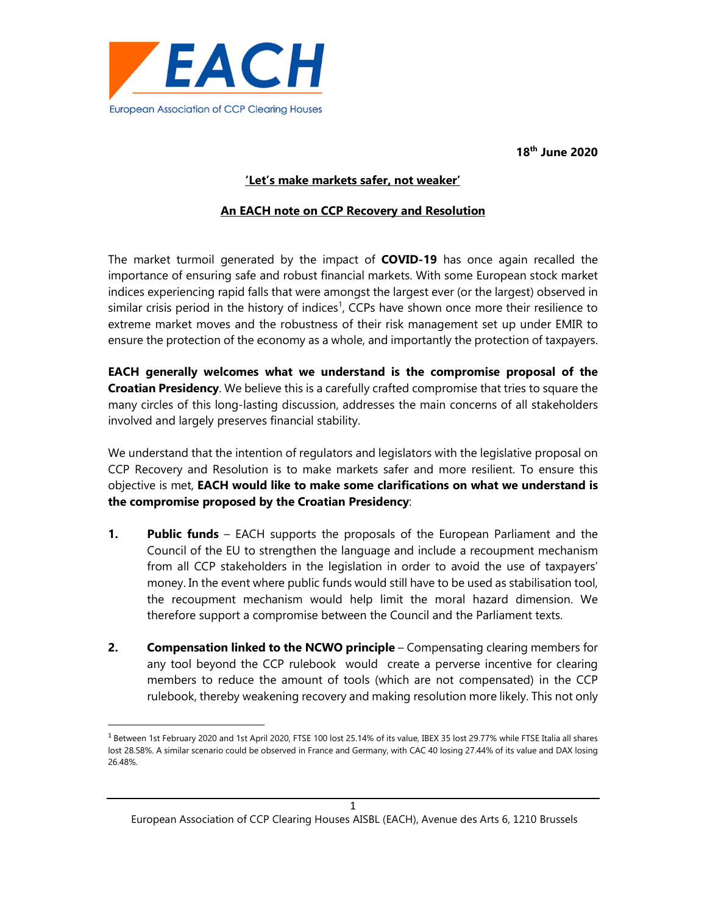EACH

European Association of CCP Clearing Houses

**18th June 2020**

**'Let's make markets safer, not weaker'**

**An EACH note on CCP Recovery and Resolution**

The market turmoil generated by the impact of **COVID-19** has once again recalled the importance of ensuring safe and robust financial markets. With some European stock market indices experiencing rapid falls that were amongst the largest ever (or the largest) observed in similar crisis period in the history of indices[1], CCPs have shown once more their resilience to extreme market moves and the robustness of their risk management set up under EMIR to ensure the protection of the economy as a whole, and importantly the protection of taxpayers.

**EACH generally welcomes what we understand is the compromise proposal of the Croatian Presidency**. We believe this is a carefully crafted compromise that tries to square the many circles of this long-lasting discussion, addresses the main concerns of all stakeholders involved and largely preserves financial stability.

We understand that the intention of regulators and legislators with the legislative proposal on CCP Recovery and Resolution is to make markets safer and more resilient. To ensure this objective is met, **EACH would like to make some clarifications on what we understand is the compromise proposed by the Croatian Presidency**:

1. **Public funds** – EACH supports the proposals of the European Parliament and the Council of the EU to strengthen the language and include a recoupment mechanism from all CCP stakeholders in the legislation in order to avoid the use of taxpayers' money. In the event where public funds would still have to be used as stabilisation tool, the recoupment mechanism would help limit the moral hazard dimension. We therefore support a compromise between the Council and the Parliament texts.

2. **Compensation linked to the NCWO principle** – Compensating clearing members for any tool beyond the CCP rulebook would create a perverse incentive for clearing members to reduce the amount of tools (which are not compensated) in the CCP rulebook, thereby weakening recovery and making resolution more likely. This not only

[1] Between 1st February 2020 and 1st April 2020, FTSE 100 lost 25.14% of its value, IBEX 35 lost 29.77% while FTSE Italia all shares lost 28.58%. A similar scenario could be observed in France and Germany, with CAC 40 losing 27.44% of its value and DAX losing 26.48%.

European Association of CCP Clearing Houses AISBL (EACH), Avenue des Arts 6, 1210 Brussels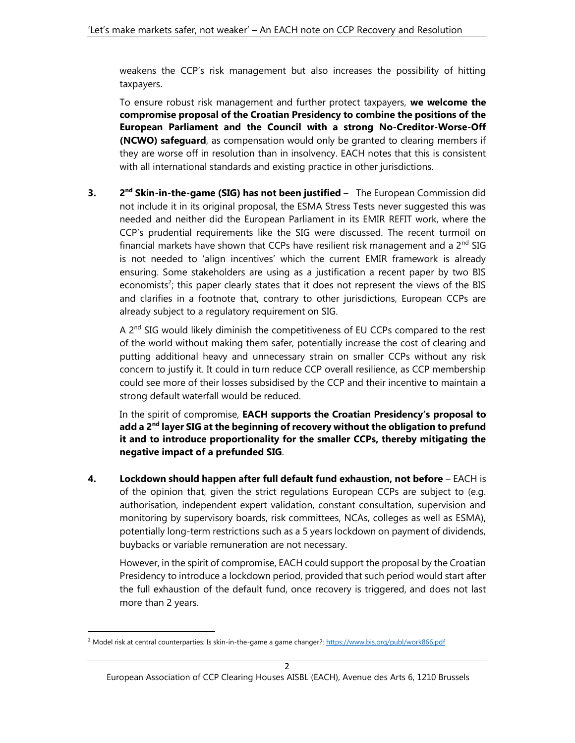weakens the CCP's risk management but also increases the possibility of hitting taxpayers.

To ensure robust risk management and further protect taxpayers, **we welcome the compromise proposal of the Croatian Presidency to combine the positions of the European Parliament and the Council with a strong No-Creditor-Worse-Off (NCWO) safeguard**, as compensation would only be granted to clearing members if they are worse off in resolution than in insolvency. EACH notes that this is consistent with all international standards and existing practice in other jurisdictions.

3. **2nd Skin-in-the-game (SIG) has not been justified** – The European Commission did not include it in its original proposal, the ESMA Stress Tests never suggested this was needed and neither did the European Parliament in its EMIR REFIT work, where the CCP's prudential requirements like the SIG were discussed. The recent turmoil on financial markets have shown that CCPs have resilient risk management and a 2nd SIG is not needed to 'align incentives' which the current EMIR framework is already ensuring. Some stakeholders are using as a justification a recent paper by two BIS economists[2]; this paper clearly states that it does not represent the views of the BIS and clarifies in a footnote that, contrary to other jurisdictions, European CCPs are already subject to a regulatory requirement on SIG.

   A 2nd SIG would likely diminish the competitiveness of EU CCPs compared to the rest of the world without making them safer, potentially increase the cost of clearing and putting additional heavy and unnecessary strain on smaller CCPs without any risk concern to justify it. It could in turn reduce CCP overall resilience, as CCP membership could see more of their losses subsidised by the CCP and their incentive to maintain a strong default waterfall would be reduced.

   In the spirit of compromise, **EACH supports the Croatian Presidency's proposal to add a 2nd layer SIG at the beginning of recovery without the obligation to prefund it and to introduce proportionality for the smaller CCPs, thereby mitigating the negative impact of a prefunded SIG**.

4. **Lockdown should happen after full default fund exhaustion, not before** – EACH is of the opinion that, given the strict regulations European CCPs are subject to (e.g. authorisation, independent expert validation, constant consultation, supervision and monitoring by supervisory boards, risk committees, NCAs, colleges as well as ESMA), potentially long-term restrictions such as a 5 years lockdown on payment of dividends, buybacks or variable remuneration are not necessary.

   However, in the spirit of compromise, EACH could support the proposal by the Croatian Presidency to introduce a lockdown period, provided that such period would start after the full exhaustion of the default fund, once recovery is triggered, and does not last more than 2 years.

[2] Model risk at central counterparties: Is skin-in-the-game a game changer?: https://www.bis.org/publ/work866.pdf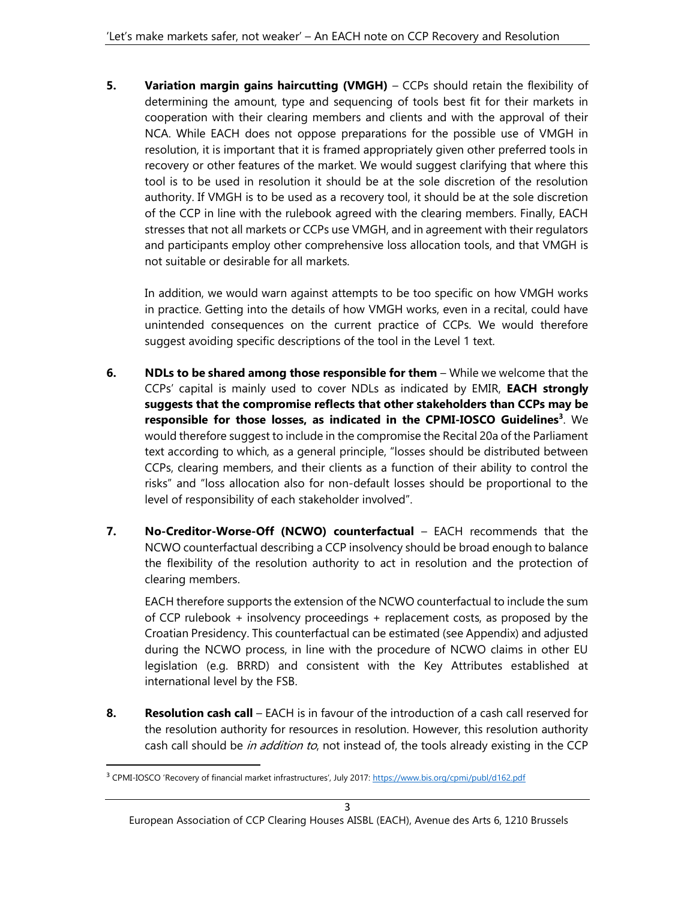5. **Variation margin gains haircutting (VMGH)** – CCPs should retain the flexibility of determining the amount, type and sequencing of tools best fit for their markets in cooperation with their clearing members and clients and with the approval of their NCA. While EACH does not oppose preparations for the possible use of VMGH in resolution, it is important that it is framed appropriately given other preferred tools in recovery or other features of the market. We would suggest clarifying that where this tool is to be used in resolution it should be at the sole discretion of the resolution authority. If VMGH is to be used as a recovery tool, it should be at the sole discretion of the CCP in line with the rulebook agreed with the clearing members. Finally, EACH stresses that not all markets or CCPs use VMGH, and in agreement with their regulators and participants employ other comprehensive loss allocation tools, and that VMGH is not suitable or desirable for all markets.

   In addition, we would warn against attempts to be too specific on how VMGH works in practice. Getting into the details of how VMGH works, even in a recital, could have unintended consequences on the current practice of CCPs. We would therefore suggest avoiding specific descriptions of the tool in the Level 1 text.

6. **NDLs to be shared among those responsible for them** – While we welcome that the CCPs' capital is mainly used to cover NDLs as indicated by EMIR, **EACH strongly suggests that the compromise reflects that other stakeholders than CCPs may be responsible for those losses, as indicated in the CPMI-IOSCO Guidelines[3]**. We would therefore suggest to include in the compromise the Recital 20a of the Parliament text according to which, as a general principle, "losses should be distributed between CCPs, clearing members, and their clients as a function of their ability to control the risks" and "loss allocation also for non-default losses should be proportional to the level of responsibility of each stakeholder involved".

7. **No-Creditor-Worse-Off (NCWO) counterfactual** – EACH recommends that the NCWO counterfactual describing a CCP insolvency should be broad enough to balance the flexibility of the resolution authority to act in resolution and the protection of clearing members.

   EACH therefore supports the extension of the NCWO counterfactual to include the sum of CCP rulebook + insolvency proceedings + replacement costs, as proposed by the Croatian Presidency. This counterfactual can be estimated (see Appendix) and adjusted during the NCWO process, in line with the procedure of NCWO claims in other EU legislation (e.g. BRRD) and consistent with the Key Attributes established at international level by the FSB.

8. **Resolution cash call** – EACH is in favour of the introduction of a cash call reserved for the resolution authority for resources in resolution. However, this resolution authority cash call should be *in addition to*, not instead of, the tools already existing in the CCP

[3] CPMI-IOSCO 'Recovery of financial market infrastructures', July 2017: https://www.bis.org/cpmi/publ/d162.pdf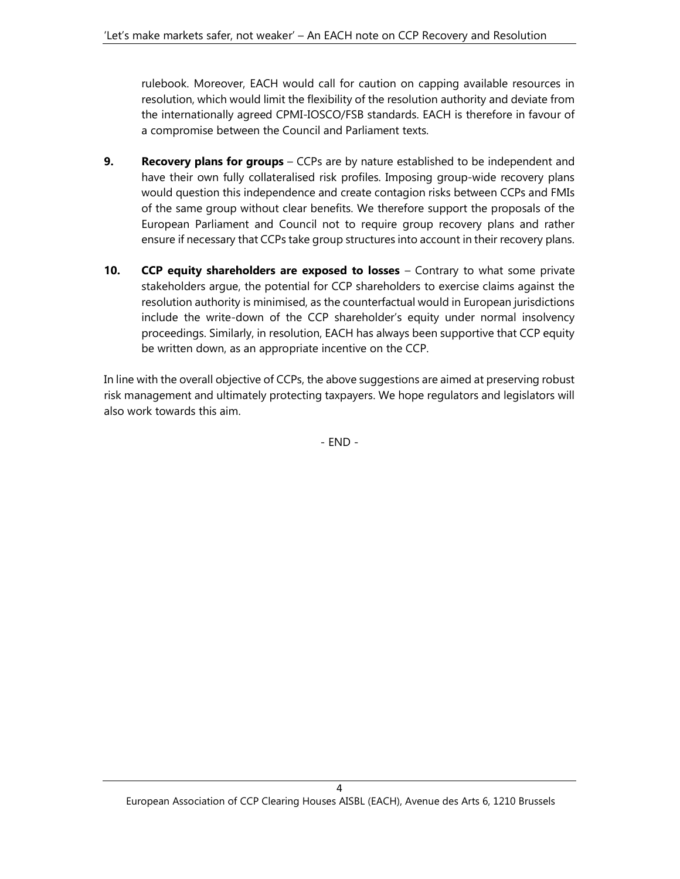rulebook. Moreover, EACH would call for caution on capping available resources in resolution, which would limit the flexibility of the resolution authority and deviate from the internationally agreed CPMI-IOSCO/FSB standards. EACH is therefore in favour of a compromise between the Council and Parliament texts.

9. **Recovery plans for groups** – CCPs are by nature established to be independent and have their own fully collateralised risk profiles. Imposing group-wide recovery plans would question this independence and create contagion risks between CCPs and FMIs of the same group without clear benefits. We therefore support the proposals of the European Parliament and Council not to require group recovery plans and rather ensure if necessary that CCPs take group structures into account in their recovery plans.

10. **CCP equity shareholders are exposed to losses** – Contrary to what some private stakeholders argue, the potential for CCP shareholders to exercise claims against the resolution authority is minimised, as the counterfactual would in European jurisdictions include the write-down of the CCP shareholder's equity under normal insolvency proceedings. Similarly, in resolution, EACH has always been supportive that CCP equity be written down, as an appropriate incentive on the CCP.

In line with the overall objective of CCPs, the above suggestions are aimed at preserving robust risk management and ultimately protecting taxpayers. We hope regulators and legislators will also work towards this aim.

- END -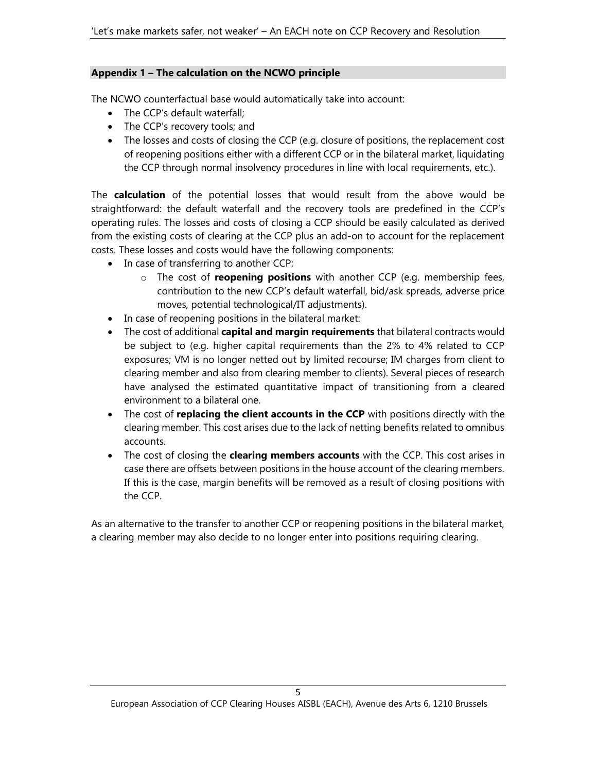## Appendix 1 – The calculation on the NCWO principle

The NCWO counterfactual base would automatically take into account:

- The CCP's default waterfall;
- The CCP's recovery tools; and
- The losses and costs of closing the CCP (e.g. closure of positions, the replacement cost of reopening positions either with a different CCP or in the bilateral market, liquidating the CCP through normal insolvency procedures in line with local requirements, etc.).

The **calculation** of the potential losses that would result from the above would be straightforward: the default waterfall and the recovery tools are predefined in the CCP's operating rules. The losses and costs of closing a CCP should be easily calculated as derived from the existing costs of clearing at the CCP plus an add-on to account for the replacement costs. These losses and costs would have the following components:

- In case of transferring to another CCP:
  - The cost of **reopening positions** with another CCP (e.g. membership fees, contribution to the new CCP's default waterfall, bid/ask spreads, adverse price moves, potential technological/IT adjustments).
- In case of reopening positions in the bilateral market:
- The cost of additional **capital and margin requirements** that bilateral contracts would be subject to (e.g. higher capital requirements than the 2% to 4% related to CCP exposures; VM is no longer netted out by limited recourse; IM charges from client to clearing member and also from clearing member to clients). Several pieces of research have analysed the estimated quantitative impact of transitioning from a cleared environment to a bilateral one.
- The cost of **replacing the client accounts in the CCP** with positions directly with the clearing member. This cost arises due to the lack of netting benefits related to omnibus accounts.
- The cost of closing the **clearing members accounts** with the CCP. This cost arises in case there are offsets between positions in the house account of the clearing members. If this is the case, margin benefits will be removed as a result of closing positions with the CCP.

As an alternative to the transfer to another CCP or reopening positions in the bilateral market, a clearing member may also decide to no longer enter into positions requiring clearing.